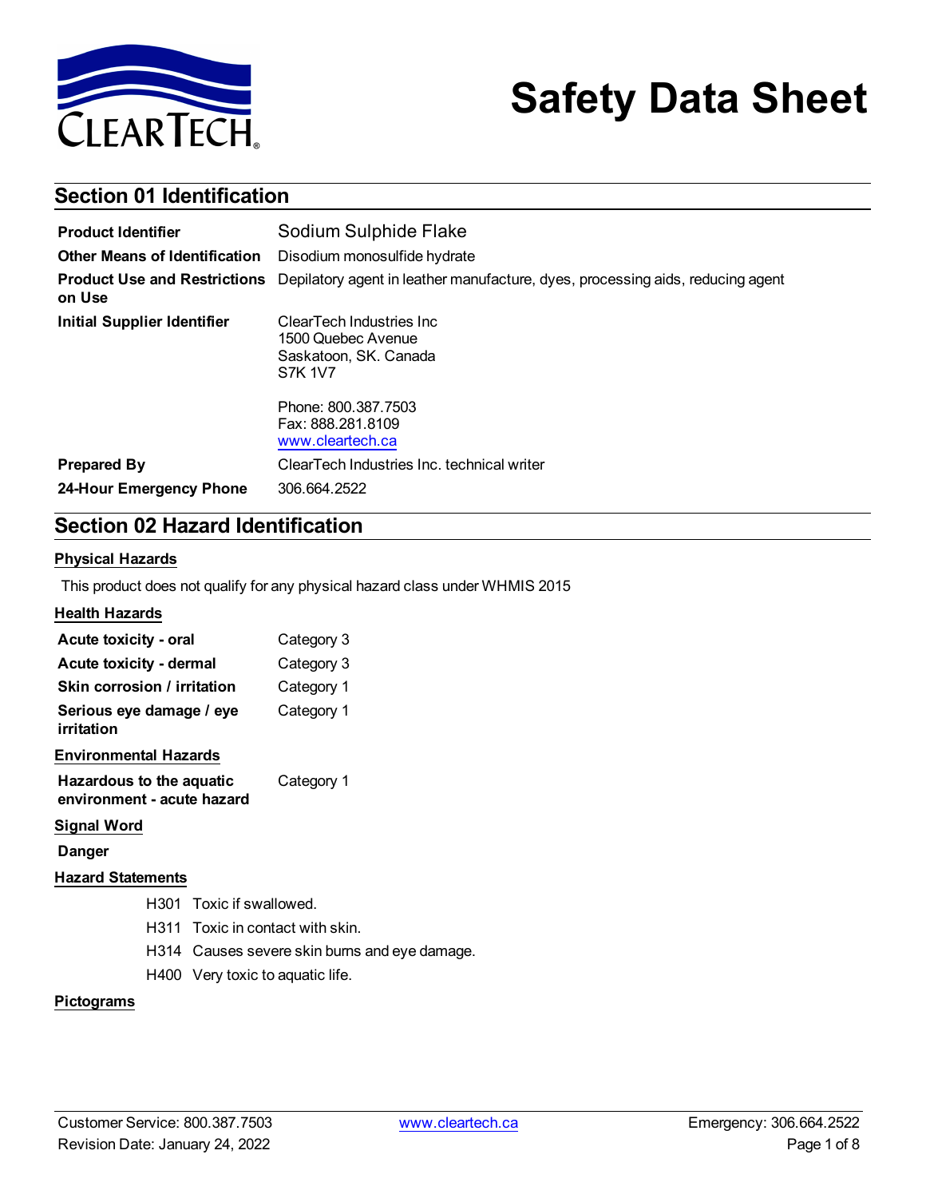# Safety Data Sheet

## Section 01 Identification

| | |
|---|---|
| **Product Identifier** | Sodium Sulphide Flake |
| **Other Means of Identification** | Disodium monosulfide hydrate |
| **Product Use and Restrictions on Use** | Depilatory agent in leather manufacture, dyes, processing aids, reducing agent |
| **Initial Supplier Identifier** | ClearTech Industries Inc<br>1500 Quebec Avenue<br>Saskatoon, SK. Canada<br>S7K 1V7<br><br>Phone: 800.387.7503<br>Fax: 888.281.8109<br>www.cleartech.ca |
| **Prepared By** | ClearTech Industries Inc. technical writer |
| **24-Hour Emergency Phone** | 306.664.2522 |

## Section 02 Hazard Identification

### Physical Hazards

This product does not qualify for any physical hazard class under WHMIS 2015

### Health Hazards

| | |
|---|---|
| **Acute toxicity - oral** | Category 3 |
| **Acute toxicity - dermal** | Category 3 |
| **Skin corrosion / irritation** | Category 1 |
| **Serious eye damage / eye irritation** | Category 1 |

### Environmental Hazards

| | |
|---|---|
| **Hazardous to the aquatic environment - acute hazard** | Category 1 |

### Signal Word

**Danger**

### Hazard Statements

- H301 Toxic if swallowed.
- H311 Toxic in contact with skin.
- H314 Causes severe skin burns and eye damage.
- H400 Very toxic to aquatic life.

### Pictograms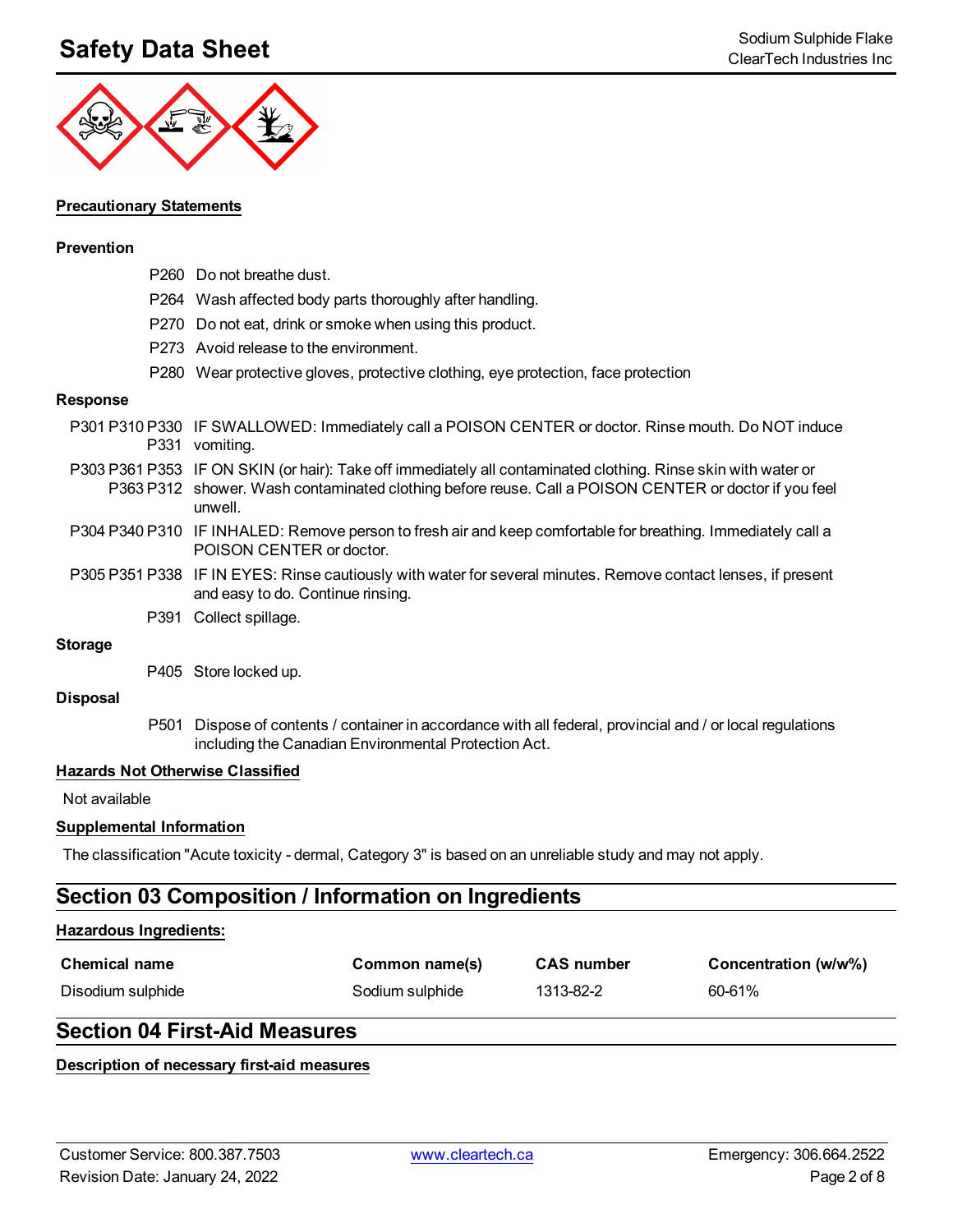**Precautionary Statements**

**Prevention**

P260 Do not breathe dust.

P264 Wash affected body parts thoroughly after handling.

P270 Do not eat, drink or smoke when using this product.

P273 Avoid release to the environment.

P280 Wear protective gloves, protective clothing, eye protection, face protection

**Response**

P301 P310 P330 P331 IF SWALLOWED: Immediately call a POISON CENTER or doctor. Rinse mouth. Do NOT induce vomiting.

P303 P361 P353 P363 P312 IF ON SKIN (or hair): Take off immediately all contaminated clothing. Rinse skin with water or shower. Wash contaminated clothing before reuse. Call a POISON CENTER or doctor if you feel unwell.

P304 P340 P310 IF INHALED: Remove person to fresh air and keep comfortable for breathing. Immediately call a POISON CENTER or doctor.

P305 P351 P338 IF IN EYES: Rinse cautiously with water for several minutes. Remove contact lenses, if present and easy to do. Continue rinsing.

P391 Collect spillage.

**Storage**

P405 Store locked up.

**Disposal**

P501 Dispose of contents / container in accordance with all federal, provincial and / or local regulations including the Canadian Environmental Protection Act.

**Hazards Not Otherwise Classified**

Not available

**Supplemental Information**

The classification "Acute toxicity - dermal, Category 3" is based on an unreliable study and may not apply.

## Section 03 Composition / Information on Ingredients

**Hazardous Ingredients:**

| Chemical name | Common name(s) | CAS number | Concentration (w/w%) |
|---|---|---|---|
| Disodium sulphide | Sodium sulphide | 1313-82-2 | 60-61% |

## Section 04 First-Aid Measures

**Description of necessary first-aid measures**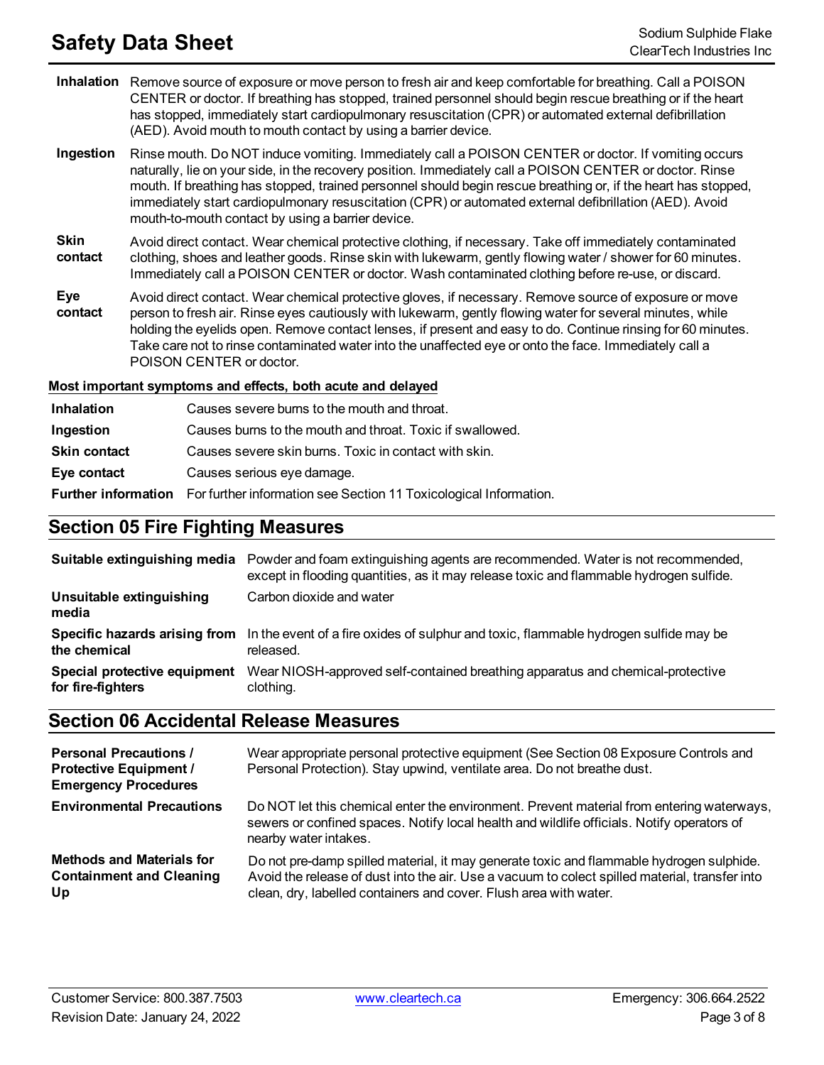| | |
|---|---|
| **Inhalation** | Remove source of exposure or move person to fresh air and keep comfortable for breathing. Call a POISON CENTER or doctor. If breathing has stopped, trained personnel should begin rescue breathing or if the heart has stopped, immediately start cardiopulmonary resuscitation (CPR) or automated external defibrillation (AED). Avoid mouth to mouth contact by using a barrier device. |
| **Ingestion** | Rinse mouth. Do NOT induce vomiting. Immediately call a POISON CENTER or doctor. If vomiting occurs naturally, lie on your side, in the recovery position. Immediately call a POISON CENTER or doctor. Rinse mouth. If breathing has stopped, trained personnel should begin rescue breathing or, if the heart has stopped, immediately start cardiopulmonary resuscitation (CPR) or automated external defibrillation (AED). Avoid mouth-to-mouth contact by using a barrier device. |
| **Skin contact** | Avoid direct contact. Wear chemical protective clothing, if necessary. Take off immediately contaminated clothing, shoes and leather goods. Rinse skin with lukewarm, gently flowing water / shower for 60 minutes. Immediately call a POISON CENTER or doctor. Wash contaminated clothing before re-use, or discard. |
| **Eye contact** | Avoid direct contact. Wear chemical protective gloves, if necessary. Remove source of exposure or move person to fresh air. Rinse eyes cautiously with lukewarm, gently flowing water for several minutes, while holding the eyelids open. Remove contact lenses, if present and easy to do. Continue rinsing for 60 minutes. Take care not to rinse contaminated water into the unaffected eye or onto the face. Immediately call a POISON CENTER or doctor. |

**Most important symptoms and effects, both acute and delayed**

| | |
|---|---|
| **Inhalation** | Causes severe burns to the mouth and throat. |
| **Ingestion** | Causes burns to the mouth and throat. Toxic if swallowed. |
| **Skin contact** | Causes severe skin burns. Toxic in contact with skin. |
| **Eye contact** | Causes serious eye damage. |
| **Further information** | For further information see Section 11 Toxicological Information. |

## Section 05 Fire Fighting Measures

| | |
|---|---|
| **Suitable extinguishing media** | Powder and foam extinguishing agents are recommended. Water is not recommended, except in flooding quantities, as it may release toxic and flammable hydrogen sulfide. |
| **Unsuitable extinguishing media** | Carbon dioxide and water |
| **Specific hazards arising from the chemical** | In the event of a fire oxides of sulphur and toxic, flammable hydrogen sulfide may be released. |
| **Special protective equipment for fire-fighters** | Wear NIOSH-approved self-contained breathing apparatus and chemical-protective clothing. |

## Section 06 Accidental Release Measures

| | |
|---|---|
| **Personal Precautions / Protective Equipment / Emergency Procedures** | Wear appropriate personal protective equipment (See Section 08 Exposure Controls and Personal Protection). Stay upwind, ventilate area. Do not breathe dust. |
| **Environmental Precautions** | Do NOT let this chemical enter the environment. Prevent material from entering waterways, sewers or confined spaces. Notify local health and wildlife officials. Notify operators of nearby water intakes. |
| **Methods and Materials for Containment and Cleaning Up** | Do not pre-damp spilled material, it may generate toxic and flammable hydrogen sulphide. Avoid the release of dust into the air. Use a vacuum to colect spilled material, transfer into clean, dry, labelled containers and cover. Flush area with water. |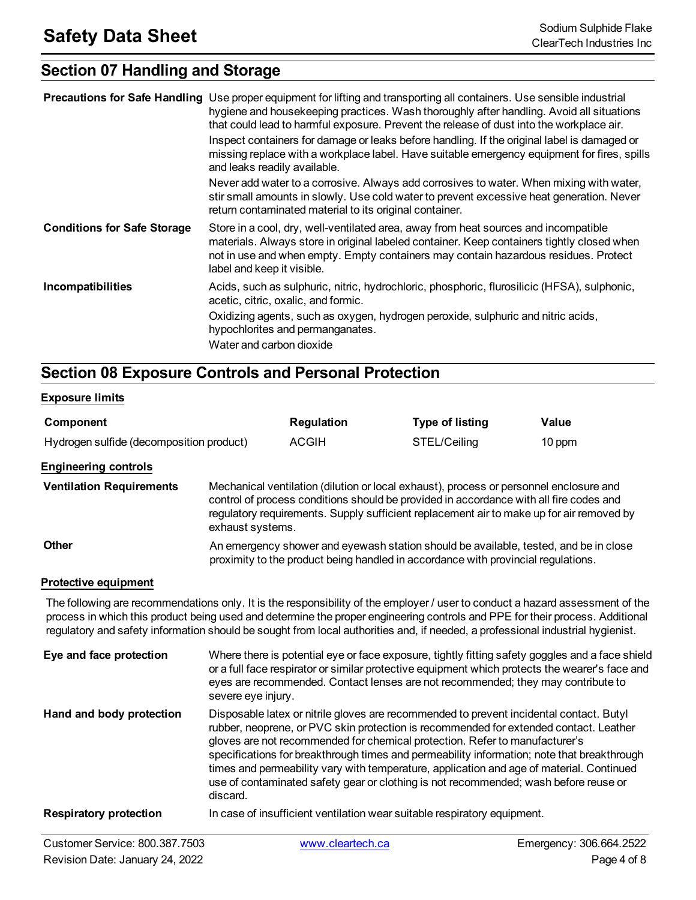## Section 07 Handling and Storage

**Precautions for Safe Handling**

Use proper equipment for lifting and transporting all containers. Use sensible industrial hygiene and housekeeping practices. Wash thoroughly after handling. Avoid all situations that could lead to harmful exposure. Prevent the release of dust into the workplace air.

Inspect containers for damage or leaks before handling. If the original label is damaged or missing replace with a workplace label. Have suitable emergency equipment for fires, spills and leaks readily available.

Never add water to a corrosive. Always add corrosives to water. When mixing with water, stir small amounts in slowly. Use cold water to prevent excessive heat generation. Never return contaminated material to its original container.

**Conditions for Safe Storage**

Store in a cool, dry, well-ventilated area, away from heat sources and incompatible materials. Always store in original labeled container. Keep containers tightly closed when not in use and when empty. Empty containers may contain hazardous residues. Protect label and keep it visible.

**Incompatibilities**

Acids, such as sulphuric, nitric, hydrochloric, phosphoric, flurosilicic (HFSA), sulphonic, acetic, citric, oxalic, and formic.

Oxidizing agents, such as oxygen, hydrogen peroxide, sulphuric and nitric acids, hypochlorites and permanganates.

Water and carbon dioxide

## Section 08 Exposure Controls and Personal Protection

### Exposure limits

| Component | Regulation | Type of listing | Value |
|---|---|---|---|
| Hydrogen sulfide (decomposition product) | ACGIH | STEL/Ceiling | 10 ppm |

### Engineering controls

**Ventilation Requirements**

Mechanical ventilation (dilution or local exhaust), process or personnel enclosure and control of process conditions should be provided in accordance with all fire codes and regulatory requirements. Supply sufficient replacement air to make up for air removed by exhaust systems.

**Other**

An emergency shower and eyewash station should be available, tested, and be in close proximity to the product being handled in accordance with provincial regulations.

### Protective equipment

The following are recommendations only. It is the responsibility of the employer / user to conduct a hazard assessment of the process in which this product being used and determine the proper engineering controls and PPE for their process. Additional regulatory and safety information should be sought from local authorities and, if needed, a professional industrial hygienist.

**Eye and face protection**

Where there is potential eye or face exposure, tightly fitting safety goggles and a face shield or a full face respirator or similar protective equipment which protects the wearer's face and eyes are recommended. Contact lenses are not recommended; they may contribute to severe eye injury.

**Hand and body protection**

Disposable latex or nitrile gloves are recommended to prevent incidental contact. Butyl rubber, neoprene, or PVC skin protection is recommended for extended contact. Leather gloves are not recommended for chemical protection. Refer to manufacturer's specifications for breakthrough times and permeability information; note that breakthrough times and permeability vary with temperature, application and age of material. Continued use of contaminated safety gear or clothing is not recommended; wash before reuse or discard.

**Respiratory protection**

In case of insufficient ventilation wear suitable respiratory equipment.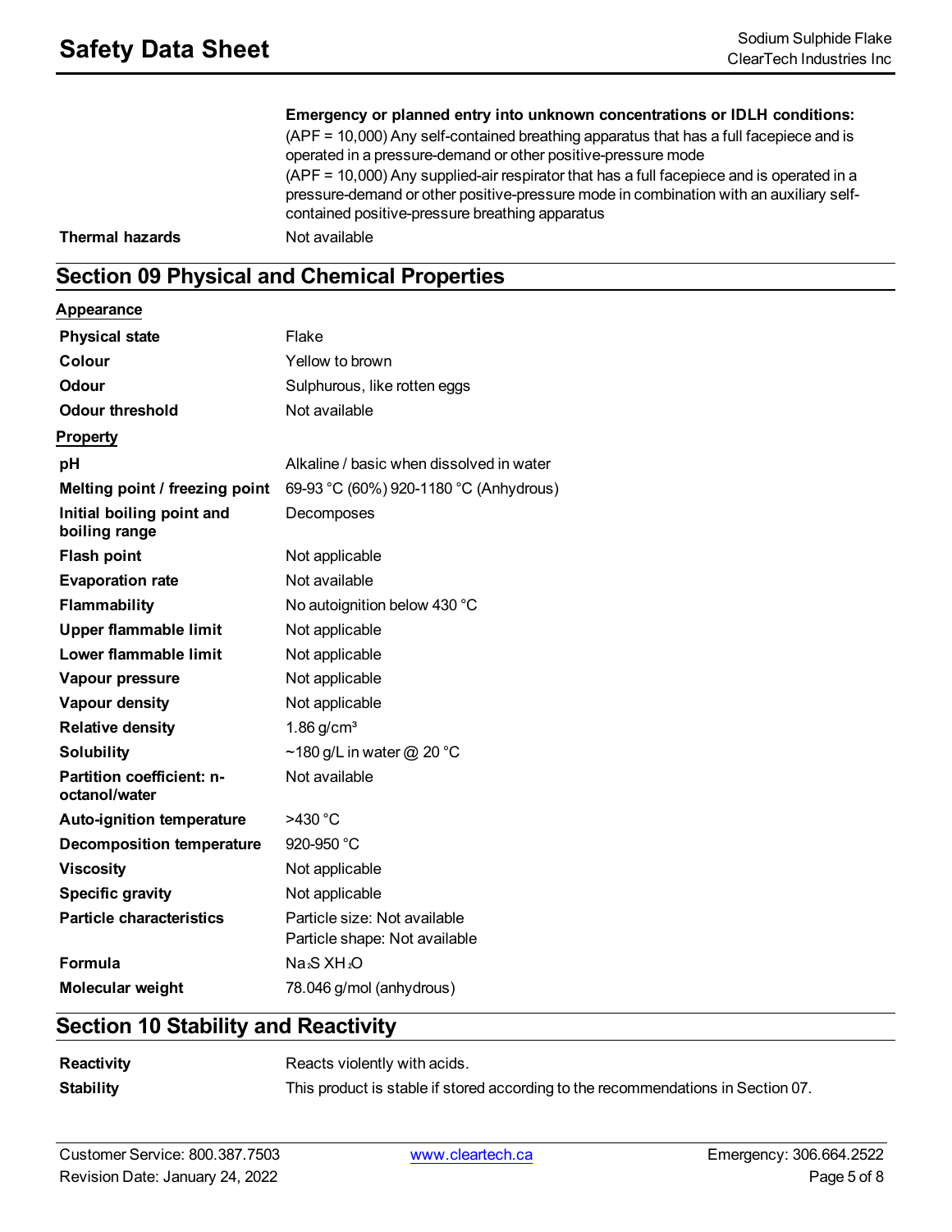**Emergency or planned entry into unknown concentrations or IDLH conditions:**
(APF = 10,000) Any self-contained breathing apparatus that has a full facepiece and is operated in a pressure-demand or other positive-pressure mode
(APF = 10,000) Any supplied-air respirator that has a full facepiece and is operated in a pressure-demand or other positive-pressure mode in combination with an auxiliary self-contained positive-pressure breathing apparatus

| | |
|---|---|
| **Thermal hazards** | Not available |

## Section 09 Physical and Chemical Properties

**Appearance**

| | |
|---|---|
| **Physical state** | Flake |
| **Colour** | Yellow to brown |
| **Odour** | Sulphurous, like rotten eggs |
| **Odour threshold** | Not available |

**Property**

| | |
|---|---|
| **pH** | Alkaline / basic when dissolved in water |
| **Melting point / freezing point** | 69-93 °C (60%) 920-1180 °C (Anhydrous) |
| **Initial boiling point and boiling range** | Decomposes |
| **Flash point** | Not applicable |
| **Evaporation rate** | Not available |
| **Flammability** | No autoignition below 430 °C |
| **Upper flammable limit** | Not applicable |
| **Lower flammable limit** | Not applicable |
| **Vapour pressure** | Not applicable |
| **Vapour density** | Not applicable |
| **Relative density** | 1.86 $g/cm^3$ |
| **Solubility** | ~180 g/L in water @ 20 °C |
| **Partition coefficient: n-octanol/water** | Not available |
| **Auto-ignition temperature** | >430 °C |
| **Decomposition temperature** | 920-950 °C |
| **Viscosity** | Not applicable |
| **Specific gravity** | Not applicable |
| **Particle characteristics** | Particle size: Not available<br>Particle shape: Not available |
| **Formula** | $Na_2S \cdot XH_2O$ |
| **Molecular weight** | 78.046 g/mol (anhydrous) |

## Section 10 Stability and Reactivity

| | |
|---|---|
| **Reactivity** | Reacts violently with acids. |
| **Stability** | This product is stable if stored according to the recommendations in Section 07. |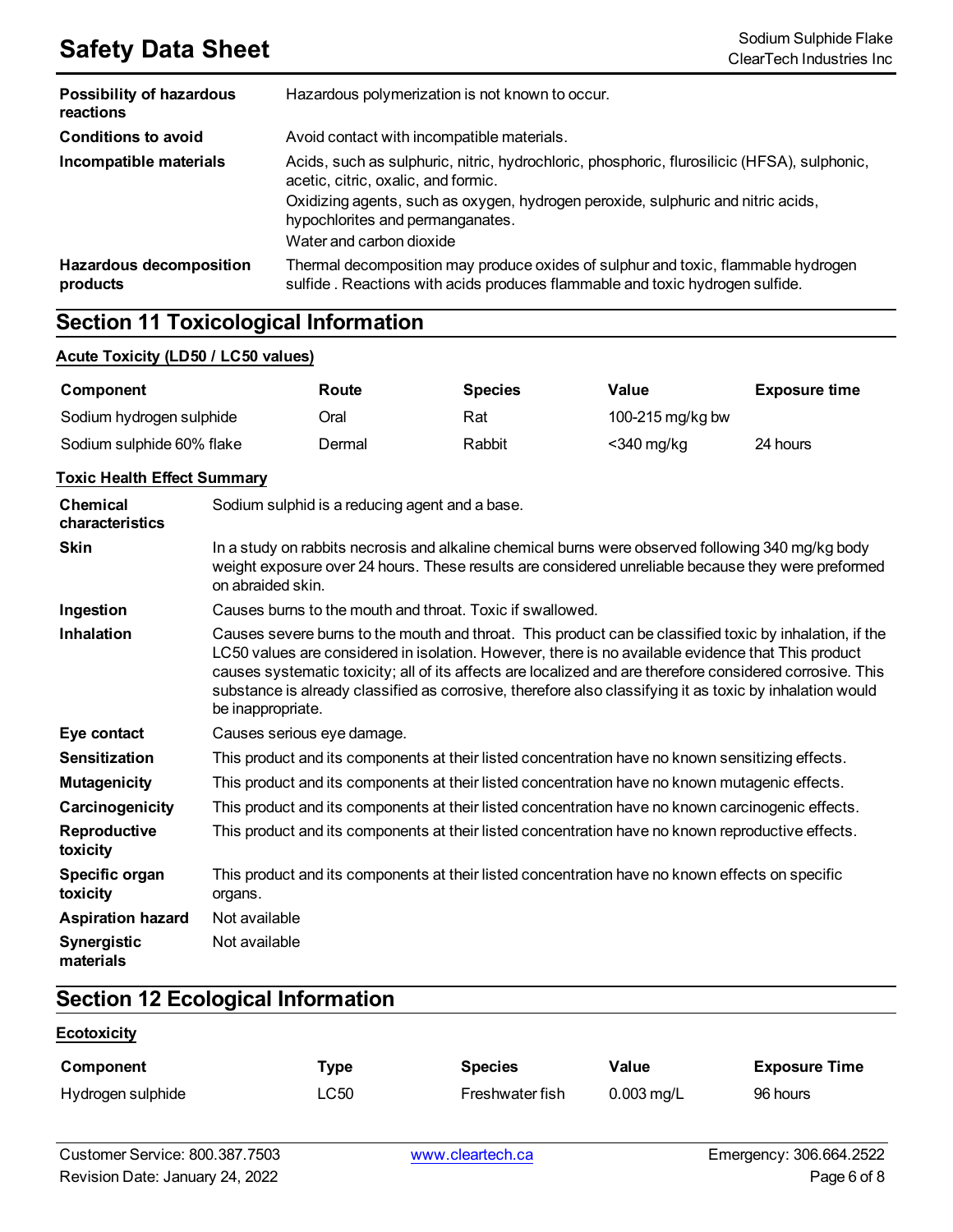| | |
|---|---|
| **Possibility of hazardous reactions** | Hazardous polymerization is not known to occur. |
| **Conditions to avoid** | Avoid contact with incompatible materials. |
| **Incompatible materials** | Acids, such as sulphuric, nitric, hydrochloric, phosphoric, flurosilicic (HFSA), sulphonic, acetic, citric, oxalic, and formic.<br>Oxidizing agents, such as oxygen, hydrogen peroxide, sulphuric and nitric acids, hypochlorites and permanganates.<br>Water and carbon dioxide |
| **Hazardous decomposition products** | Thermal decomposition may produce oxides of sulphur and toxic, flammable hydrogen sulfide . Reactions with acids produces flammable and toxic hydrogen sulfide. |

## Section 11 Toxicological Information

**Acute Toxicity (LD50 / LC50 values)**

| Component | Route | Species | Value | Exposure time |
|---|---|---|---|---|
| Sodium hydrogen sulphide | Oral | Rat | 100-215 mg/kg bw | |
| Sodium sulphide 60% flake | Dermal | Rabbit | <340 mg/kg | 24 hours |

**Toxic Health Effect Summary**

| | |
|---|---|
| **Chemical characteristics** | Sodium sulphid is a reducing agent and a base. |
| **Skin** | In a study on rabbits necrosis and alkaline chemical burns were observed following 340 mg/kg body weight exposure over 24 hours. These results are considered unreliable because they were preformed on abraided skin. |
| **Ingestion** | Causes burns to the mouth and throat. Toxic if swallowed. |
| **Inhalation** | Causes severe burns to the mouth and throat. This product can be classified toxic by inhalation, if the LC50 values are considered in isolation. However, there is no available evidence that This product causes systematic toxicity; all of its affects are localized and are therefore considered corrosive. This substance is already classified as corrosive, therefore also classifying it as toxic by inhalation would be inappropriate. |
| **Eye contact** | Causes serious eye damage. |
| **Sensitization** | This product and its components at their listed concentration have no known sensitizing effects. |
| **Mutagenicity** | This product and its components at their listed concentration have no known mutagenic effects. |
| **Carcinogenicity** | This product and its components at their listed concentration have no known carcinogenic effects. |
| **Reproductive toxicity** | This product and its components at their listed concentration have no known reproductive effects. |
| **Specific organ toxicity** | This product and its components at their listed concentration have no known effects on specific organs. |
| **Aspiration hazard** | Not available |
| **Synergistic materials** | Not available |

## Section 12 Ecological Information

**Ecotoxicity**

| Component | Type | Species | Value | Exposure Time |
|---|---|---|---|---|
| Hydrogen sulphide | LC50 | Freshwater fish | 0.003 mg/L | 96 hours |

Customer Service: 800.387.7503 www.cleartech.ca Emergency: 306.664.2522

Revision Date: January 24, 2022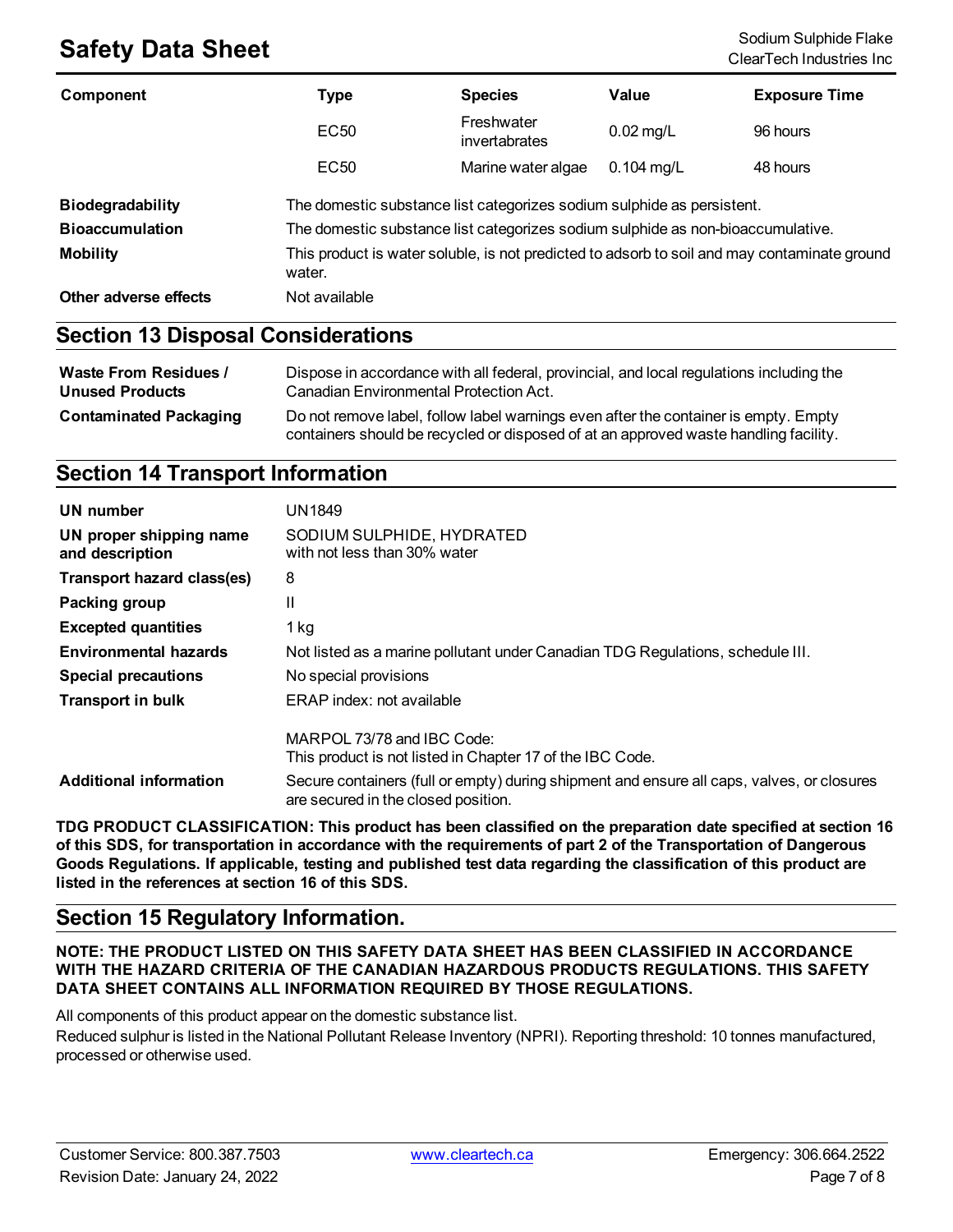| Component | Type | Species | Value | Exposure Time |
|---|---|---|---|---|
| | EC50 | Freshwater invertabrates | 0.02 mg/L | 96 hours |
| | EC50 | Marine water algae | 0.104 mg/L | 48 hours |

**Biodegradability** The domestic substance list categorizes sodium sulphide as persistent.

**Bioaccumulation** The domestic substance list categorizes sodium sulphide as non-bioaccumulative.

**Mobility** This product is water soluble, is not predicted to adsorb to soil and may contaminate ground water.

**Other adverse effects** Not available

## Section 13 Disposal Considerations

**Waste From Residues / Unused Products** Dispose in accordance with all federal, provincial, and local regulations including the Canadian Environmental Protection Act.

**Contaminated Packaging** Do not remove label, follow label warnings even after the container is empty. Empty containers should be recycled or disposed of at an approved waste handling facility.

## Section 14 Transport Information

**UN number** UN1849

**UN proper shipping name and description** SODIUM SULPHIDE, HYDRATED with not less than 30% water

**Transport hazard class(es)** 8

**Packing group** II

**Excepted quantities** 1 kg

**Environmental hazards** Not listed as a marine pollutant under Canadian TDG Regulations, schedule III.

**Special precautions** No special provisions

**Transport in bulk** ERAP index: not available

MARPOL 73/78 and IBC Code:
This product is not listed in Chapter 17 of the IBC Code.

**Additional information** Secure containers (full or empty) during shipment and ensure all caps, valves, or closures are secured in the closed position.

**TDG PRODUCT CLASSIFICATION: This product has been classified on the preparation date specified at section 16 of this SDS, for transportation in accordance with the requirements of part 2 of the Transportation of Dangerous Goods Regulations. If applicable, testing and published test data regarding the classification of this product are listed in the references at section 16 of this SDS.**

## Section 15 Regulatory Information.

**NOTE: THE PRODUCT LISTED ON THIS SAFETY DATA SHEET HAS BEEN CLASSIFIED IN ACCORDANCE WITH THE HAZARD CRITERIA OF THE CANADIAN HAZARDOUS PRODUCTS REGULATIONS. THIS SAFETY DATA SHEET CONTAINS ALL INFORMATION REQUIRED BY THOSE REGULATIONS.**

All components of this product appear on the domestic substance list.

Reduced sulphur is listed in the National Pollutant Release Inventory (NPRI). Reporting threshold: 10 tonnes manufactured, processed or otherwise used.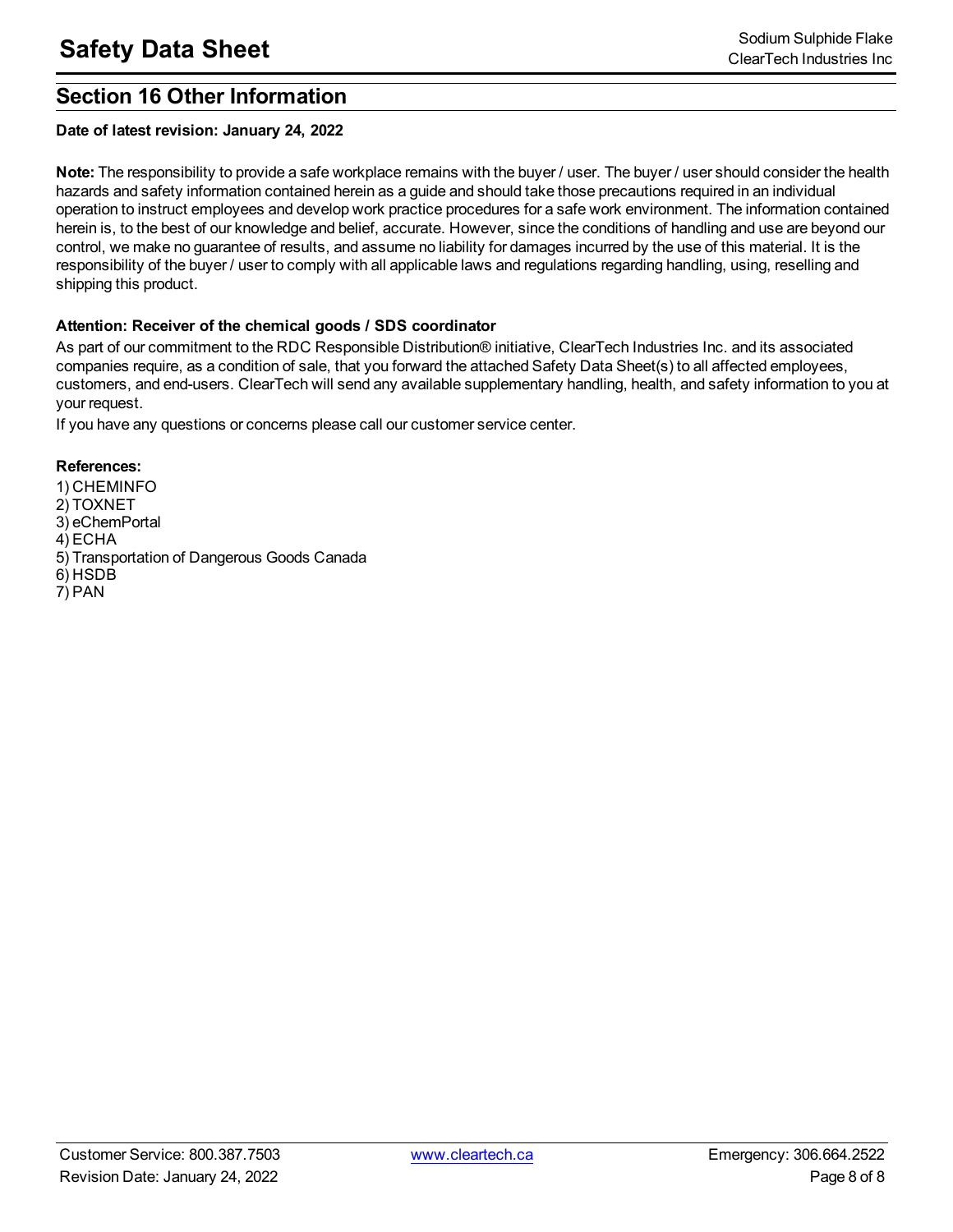## Section 16 Other Information

**Date of latest revision: January 24, 2022**

**Note:** The responsibility to provide a safe workplace remains with the buyer / user. The buyer / user should consider the health hazards and safety information contained herein as a guide and should take those precautions required in an individual operation to instruct employees and develop work practice procedures for a safe work environment. The information contained herein is, to the best of our knowledge and belief, accurate. However, since the conditions of handling and use are beyond our control, we make no guarantee of results, and assume no liability for damages incurred by the use of this material. It is the responsibility of the buyer / user to comply with all applicable laws and regulations regarding handling, using, reselling and shipping this product.

**Attention: Receiver of the chemical goods / SDS coordinator**

As part of our commitment to the RDC Responsible Distribution® initiative, ClearTech Industries Inc. and its associated companies require, as a condition of sale, that you forward the attached Safety Data Sheet(s) to all affected employees, customers, and end-users. ClearTech will send any available supplementary handling, health, and safety information to you at your request.

If you have any questions or concerns please call our customer service center.

**References:**

1) CHEMINFO
2) TOXNET
3) eChemPortal
4) ECHA
5) Transportation of Dangerous Goods Canada
6) HSDB
7) PAN